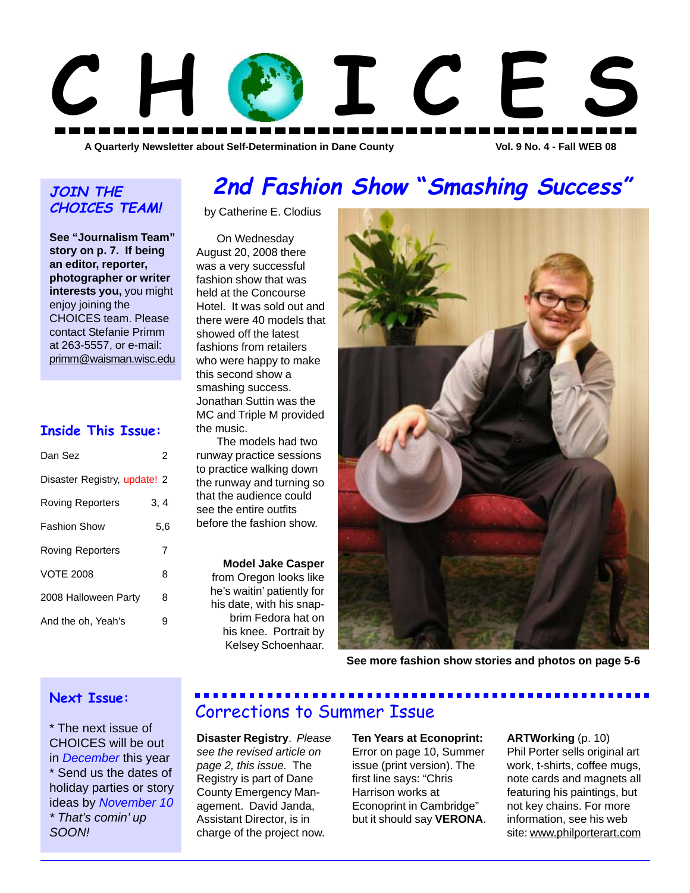# CHOICES

A Quarterly Newsletter about Self-Determination in Dane County

Vol. 9 No. 4 - Fall WEB 08

### JOIN THE CHOICES TEAM!

**See "Journalism Team" story on p. 7. If being an editor, reporter, photographer or writer interests you,** you might enjoy joining the CHOICES team. Please contact Stefanie Primm at 263-5557, or e-mail: primm@waisman.wisc.edu

### Inside This Issue:

| | |
|---|---|
| Dan Sez | 2 |
| Disaster Registry, update! | 2 |
| Roving Reporters | 3, 4 |
| Fashion Show | 5,6 |
| Roving Reporters | 7 |
| VOTE 2008 | 8 |
| 2008 Halloween Party | 8 |
| And the oh, Yeah's | 9 |

## 2nd Fashion Show "Smashing Success"

by Catherine E. Clodius

On Wednesday August 20, 2008 there was a very successful fashion show that was held at the Concourse Hotel. It was sold out and there were 40 models that showed off the latest fashions from retailers who were happy to make this second show a smashing success. Jonathan Suttin was the MC and Triple M provided the music.

The models had two runway practice sessions to practice walking down the runway and turning so that the audience could see the entire outfits before the fashion show.

**Model Jake Casper** from Oregon looks like he's waitin' patiently for his date, with his snap-brim Fedora hat on his knee. Portrait by Kelsey Schoenhaar.

**See more fashion show stories and photos on page 5-6**

### Next Issue:

* The next issue of CHOICES will be out in *December* this year
* Send us the dates of holiday parties or story ideas by *November 10*
* *That's comin' up SOON!*

## Corrections to Summer Issue

**Disaster Registry**. *Please see the revised article on page 2, this issue.* The Registry is part of Dane County Emergency Management. David Janda, Assistant Director, is in charge of the project now.

**Ten Years at Econoprint:** Error on page 10, Summer issue (print version). The first line says: "Chris Harrison works at Econoprint in Cambridge" but it should say **VERONA**.

**ARTWorking** (p. 10) Phil Porter sells original art work, t-shirts, coffee mugs, note cards and magnets all featuring his paintings, but not key chains. For more information, see his web site: www.philporterart.com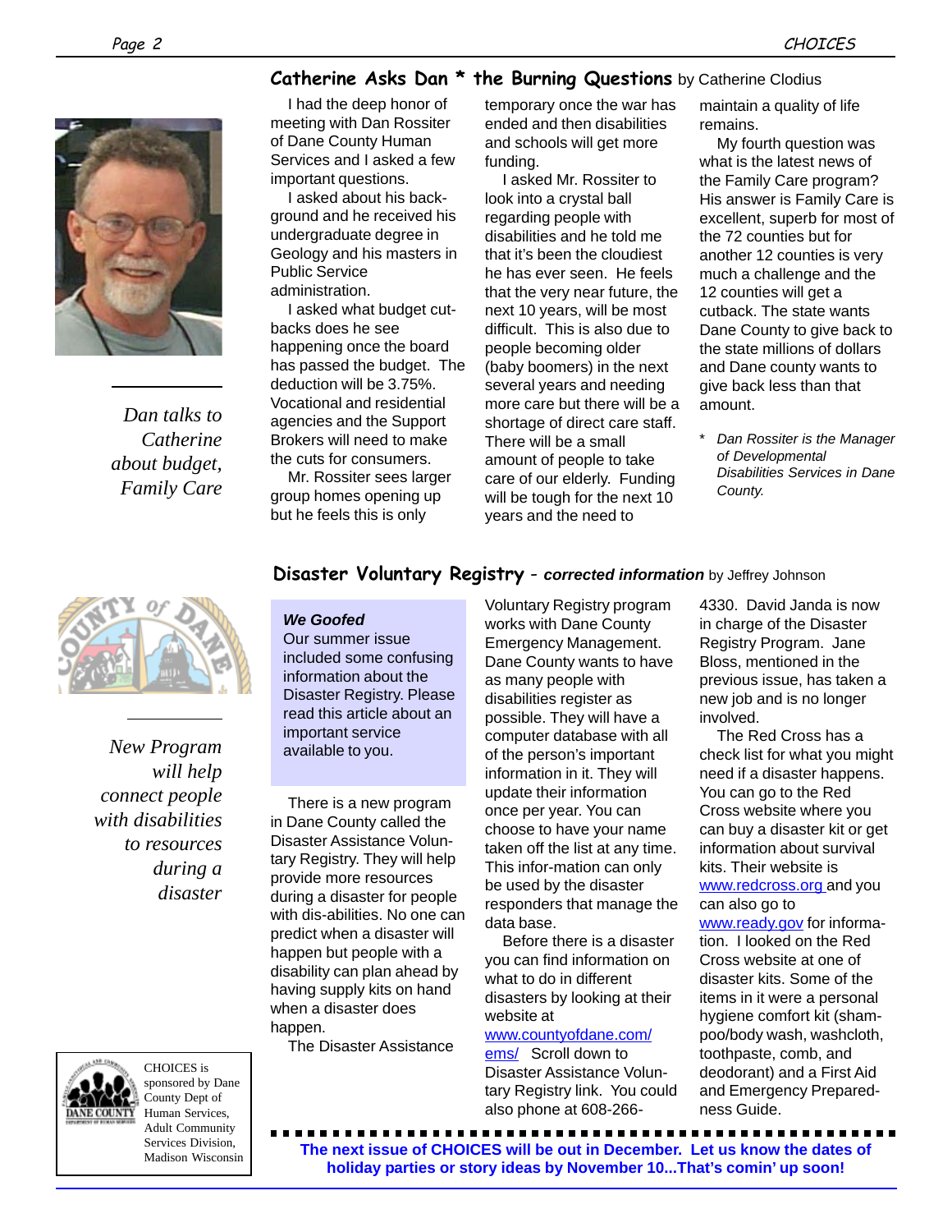## Catherine Asks Dan * the Burning Questions by Catherine Clodius

*Dan talks to Catherine about budget, Family Care*

I had the deep honor of meeting with Dan Rossiter of Dane County Human Services and I asked a few important questions.

I asked about his background and he received his undergraduate degree in Geology and his masters in Public Service administration.

I asked what budget cutbacks does he see happening once the board has passed the budget. The deduction will be 3.75%. Vocational and residential agencies and the Support Brokers will need to make the cuts for consumers.

Mr. Rossiter sees larger group homes opening up but he feels this is only temporary once the war has ended and then disabilities and schools will get more funding.

I asked Mr. Rossiter to look into a crystal ball regarding people with disabilities and he told me that it's been the cloudiest he has ever seen. He feels that the very near future, the next 10 years, will be most difficult. This is also due to people becoming older (baby boomers) in the next several years and needing more care but there will be a shortage of direct care staff. There will be a small amount of people to take care of our elderly. Funding will be tough for the next 10 years and the need to maintain a quality of life remains.

My fourth question was what is the latest news of the Family Care program? His answer is Family Care is excellent, superb for most of the 72 counties but for another 12 counties is very much a challenge and the 12 counties will get a cutback. The state wants Dane County to give back to the state millions of dollars and Dane county wants to give back less than that amount.

\* *Dan Rossiter is the Manager of Developmental Disabilities Services in Dane County.*

## Disaster Voluntary Registry - *corrected information* by Jeffrey Johnson

*New Program will help connect people with disabilities to resources during a disaster*

> ***We Goofed***
> Our summer issue included some confusing information about the Disaster Registry. Please read this article about an important service available to you.

There is a new program in Dane County called the Disaster Assistance Voluntary Registry. They will help provide more resources during a disaster for people with dis-abilities. No one can predict when a disaster will happen but people with a disability can plan ahead by having supply kits on hand when a disaster does happen.

The Disaster Assistance Voluntary Registry program works with Dane County Emergency Management. Dane County wants to have as many people with disabilities register as possible. They will have a computer database with all of the person's important information in it. They will update their information once per year. You can choose to have your name taken off the list at any time. This infor-mation can only be used by the disaster responders that manage the data base.

Before there is a disaster you can find information on what to do in different disasters by looking at their website at www.countyofdane.com/ems/ Scroll down to Disaster Assistance Voluntary Registry link. You could also phone at 608-266-4330. David Janda is now in charge of the Disaster Registry Program. Jane Bloss, mentioned in the previous issue, has taken a new job and is no longer involved.

The Red Cross has a check list for what you might need if a disaster happens. You can go to the Red Cross website where you can buy a disaster kit or get information about survival kits. Their website is www.redcross.org and you can also go to www.ready.gov for information. I looked on the Red Cross website at one of disaster kits. Some of the items in it were a personal hygiene comfort kit (shampoo/body wash, washcloth, toothpaste, comb, and deodorant) and a First Aid and Emergency Preparedness Guide.

**The next issue of CHOICES will be out in December. Let us know the dates of holiday parties or story ideas by November 10...That's comin' up soon!**

CHOICES is sponsored by Dane County Dept of Human Services, Adult Community Services Division, Madison Wisconsin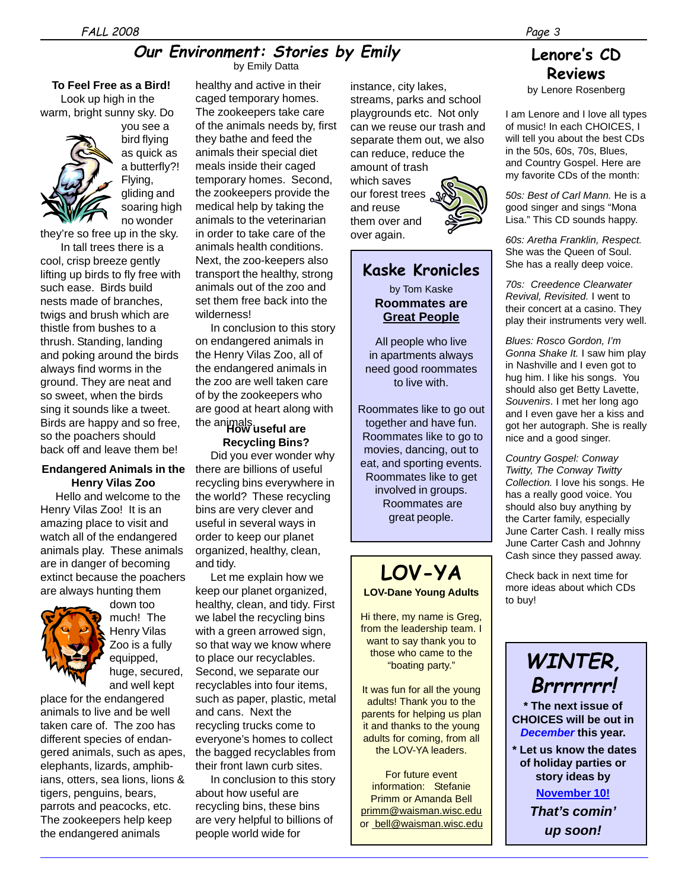# Our Environment: Stories by Emily

by Emily Datta

### To Feel Free as a Bird!

Look up high in the warm, bright sunny sky. Do you see a bird flying as quick as a butterfly?! Flying, gliding and soaring high no wonder they're so free up in the sky.

In tall trees there is a cool, crisp breeze gently lifting up birds to fly free with such ease. Birds build nests made of branches, twigs and brush which are thistle from bushes to a thrush. Standing, landing and poking around the birds always find worms in the ground. They are neat and so sweet, when the birds sing it sounds like a tweet. Birds are happy and so free, so the poachers should back off and leave them be!

### Endangered Animals in the Henry Vilas Zoo

Hello and welcome to the Henry Vilas Zoo! It is an amazing place to visit and watch all of the endangered animals play. These animals are in danger of becoming extinct because the poachers are always hunting them down too much! The Henry Vilas Zoo is a fully equipped, huge, secured, and well kept place for the endangered animals to live and be well taken care of. The zoo has different species of endangered animals, such as apes, elephants, lizards, amphibians, otters, sea lions, lions & tigers, penguins, bears, parrots and peacocks, etc. The zookeepers help keep the endangered animals healthy and active in their caged temporary homes. The zookeepers take care of the animals needs by, first they bathe and feed the animals their special diet meals inside their caged temporary homes. Second, the zookeepers provide the medical help by taking the animals to the veterinarian in order to take care of the animals health conditions. Next, the zoo-keepers also transport the healthy, strong animals out of the zoo and set them free back into the wilderness!

In conclusion to this story on endangered animals in the Henry Vilas Zoo, all of the endangered animals in the zoo are well taken care of by the zookeepers who are good at heart along with the animals.

### How useful are Recycling Bins?

Did you ever wonder why there are billions of useful recycling bins everywhere in the world? These recycling bins are very clever and useful in several ways in order to keep our planet organized, healthy, clean, and tidy.

Let me explain how we keep our planet organized, healthy, clean, and tidy. First we label the recycling bins with a green arrowed sign, so that way we know where to place our recyclables. Second, we separate our recyclables into four items, such as paper, plastic, metal and cans. Next the recycling trucks come to everyone's homes to collect the bagged recyclables from their front lawn curb sites.

In conclusion to this story about how useful are recycling bins, these bins are very helpful to billions of people world wide for instance, city lakes, streams, parks and school playgrounds etc. Not only can we reuse our trash and separate them out, we also can reduce, reduce the amount of trash which saves our forest trees and reuse them over and over again.

# Kaske Kronicles

by Tom Kaske

**Roommates are Great People**

All people who live in apartments always need good roommates to live with.

Roommates like to go out together and have fun. Roommates like to go to movies, dancing, out to eat, and sporting events. Roommates like to get involved in groups. Roommates are great people.

# LOV-YA

**LOV-Dane Young Adults**

Hi there, my name is Greg, from the leadership team. I want to say thank you to those who came to the "boating party."

It was fun for all the young adults! Thank you to the parents for helping us plan it and thanks to the young adults for coming, from all the LOV-YA leaders.

For future event information: Stefanie Primm or Amanda Bell primm@waisman.wisc.edu or bell@waisman.wisc.edu

# Lenore's CD Reviews

by Lenore Rosenberg

I am Lenore and I love all types of music! In each CHOICES, I will tell you about the best CDs in the 50s, 60s, 70s, Blues, and Country Gospel. Here are my favorite CDs of the month:

*50s: Best of Carl Mann.* He is a good singer and sings "Mona Lisa." This CD sounds happy.

*60s: Aretha Franklin, Respect.* She was the Queen of Soul. She has a really deep voice.

*70s: Creedence Clearwater Revival, Revisited.* I went to their concert at a casino. They play their instruments very well.

*Blues: Rosco Gordon, I'm Gonna Shake It.* I saw him play in Nashville and I even got to hug him. I like his songs. You should also get Betty Lavette, *Souvenirs*. I met her long ago and I even gave her a kiss and got her autograph. She is really nice and a good singer.

*Country Gospel: Conway Twitty, The Conway Twitty Collection.* I love his songs. He has a really good voice. You should also buy anything by the Carter family, especially June Carter Cash. I really miss June Carter Cash and Johnny Cash since they passed away.

Check back in next time for more ideas about which CDs to buy!

# WINTER, Brrrrrrr!

**\* The next issue of CHOICES will be out in *December* this year.**

**\* Let us know the dates of holiday parties or story ideas by November 10!**

***That's comin' up soon!***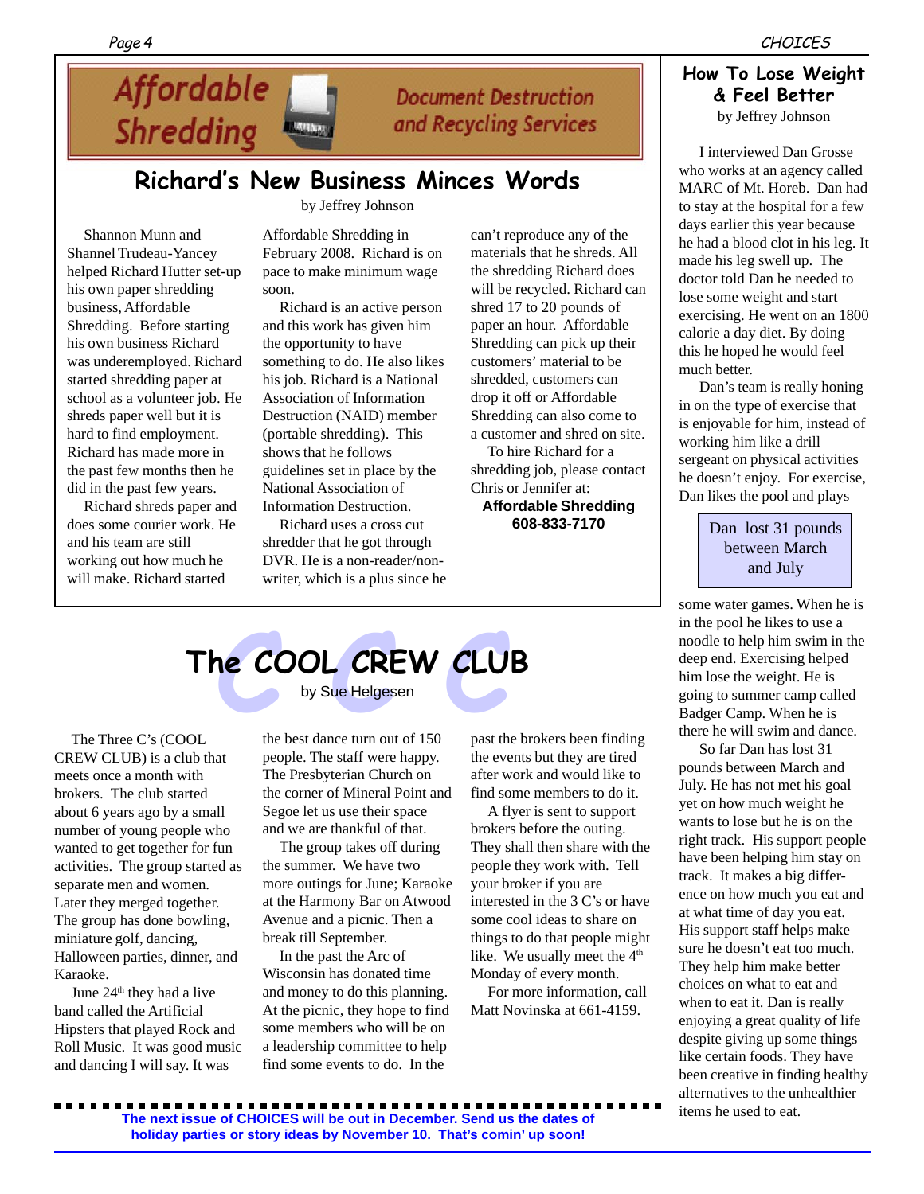# Affordable Shredding

Document Destruction and Recycling Services

## Richard's New Business Minces Words

by Jeffrey Johnson

Shannon Munn and Shannel Trudeau-Yancey helped Richard Hutter set-up his own paper shredding business, Affordable Shredding. Before starting his own business Richard was underemployed. Richard started shredding paper at school as a volunteer job. He shreds paper well but it is hard to find employment. Richard has made more in the past few months then he did in the past few years.

Richard shreds paper and does some courier work. He and his team are still working out how much he will make. Richard started Affordable Shredding in February 2008. Richard is on pace to make minimum wage soon.

Richard is an active person and this work has given him the opportunity to have something to do. He also likes his job. Richard is a National Association of Information Destruction (NAID) member (portable shredding). This shows that he follows guidelines set in place by the National Association of Information Destruction.

Richard uses a cross cut shredder that he got through DVR. He is a non-reader/non-writer, which is a plus since he can't reproduce any of the materials that he shreds. All the shredding Richard does will be recycled. Richard can shred 17 to 20 pounds of paper an hour. Affordable Shredding can pick up their customers' material to be shredded, customers can drop it off or Affordable Shredding can also come to a customer and shred on site.

To hire Richard for a shredding job, please contact Chris or Jennifer at:

**Affordable Shredding**
**608-833-7170**

## The COOL CREW CLUB

by Sue Helgesen

The Three C's (COOL CREW CLUB) is a club that meets once a month with brokers. The club started about 6 years ago by a small number of young people who wanted to get together for fun activities. The group started as separate men and women. Later they merged together. The group has done bowling, miniature golf, dancing, Halloween parties, dinner, and Karaoke.

June 24th they had a live band called the Artificial Hipsters that played Rock and Roll Music. It was good music and dancing I will say. It was the best dance turn out of 150 people. The staff were happy. The Presbyterian Church on the corner of Mineral Point and Segoe let us use their space and we are thankful of that.

The group takes off during the summer. We have two more outings for June; Karaoke at the Harmony Bar on Atwood Avenue and a picnic. Then a break till September.

In the past the Arc of Wisconsin has donated time and money to do this planning. At the picnic, they hope to find some members who will be on a leadership committee to help find some events to do. In the past the brokers been finding the events but they are tired after work and would like to find some members to do it.

A flyer is sent to support brokers before the outing. They shall then share with the people they work with. Tell your broker if you are interested in the 3 C's or have some cool ideas to share on things to do that people might like. We usually meet the 4th Monday of every month.

For more information, call Matt Novinska at 661-4159.

**The next issue of CHOICES will be out in December. Send us the dates of holiday parties or story ideas by November 10. That's comin' up soon!**

## How To Lose Weight & Feel Better

by Jeffrey Johnson

I interviewed Dan Grosse who works at an agency called MARC of Mt. Horeb. Dan had to stay at the hospital for a few days earlier this year because he had a blood clot in his leg. It made his leg swell up. The doctor told Dan he needed to lose some weight and start exercising. He went on an 1800 calorie a day diet. By doing this he hoped he would feel much better.

Dan's team is really honing in on the type of exercise that is enjoyable for him, instead of working him like a drill sergeant on physical activities he doesn't enjoy. For exercise, Dan likes the pool and plays some water games. When he is in the pool he likes to use a noodle to help him swim in the deep end. Exercising helped him lose the weight. He is going to summer camp called Badger Camp. When he is there he will swim and dance.

> Dan lost 31 pounds between March and July

So far Dan has lost 31 pounds between March and July. He has not met his goal yet on how much weight he wants to lose but he is on the right track. His support people have been helping him stay on track. It makes a big difference on how much you eat and at what time of day you eat. His support staff helps make sure he doesn't eat too much. They help him make better choices on what to eat and when to eat it. Dan is really enjoying a great quality of life despite giving up some things like certain foods. They have been creative in finding healthy alternatives to the unhealthier items he used to eat.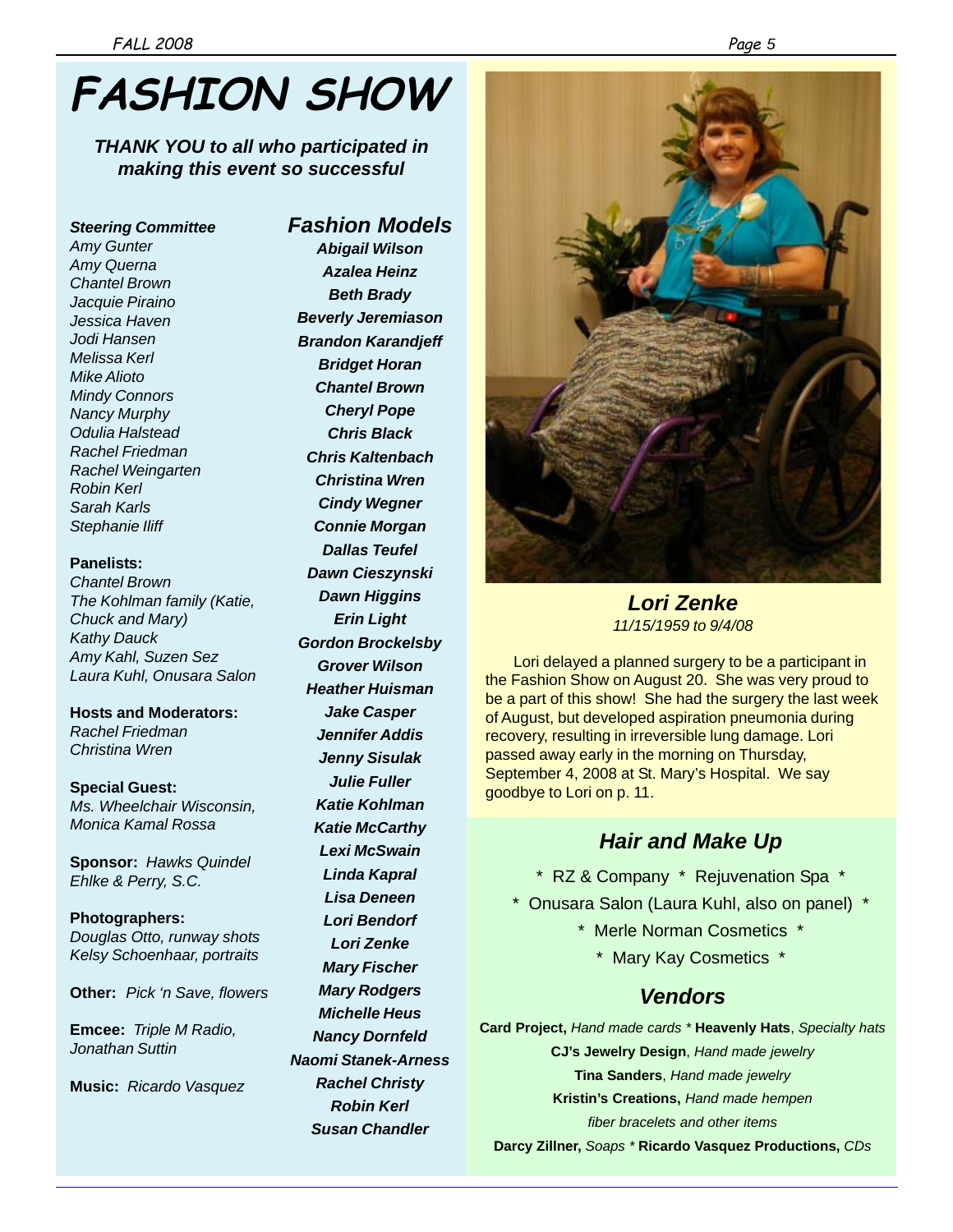# FASHION SHOW

***THANK YOU to all who participated in making this event so successful***

***Steering Committee***

*Amy Gunter*
*Amy Querna*
*Chantel Brown*
*Jacquie Piraino*
*Jessica Haven*
*Jodi Hansen*
*Melissa Kerl*
*Mike Alioto*
*Mindy Connors*
*Nancy Murphy*
*Odulia Halstead*
*Rachel Friedman*
*Rachel Weingarten*
*Robin Kerl*
*Sarah Karls*
*Stephanie Iliff*

**Panelists:**
*Chantel Brown*
*The Kohlman family (Katie, Chuck and Mary)*
*Kathy Dauck*
*Amy Kahl, Suzen Sez*
*Laura Kuhl, Onusara Salon*

**Hosts and Moderators:**
*Rachel Friedman*
*Christina Wren*

**Special Guest:**
*Ms. Wheelchair Wisconsin, Monica Kamal Rossa*

**Sponsor:** *Hawks Quindel Ehlke & Perry, S.C.*

**Photographers:**
*Douglas Otto, runway shots*
*Kelsy Schoenhaar, portraits*

**Other:** *Pick 'n Save, flowers*

**Emcee:** *Triple M Radio, Jonathan Suttin*

**Music:** *Ricardo Vasquez*

## *Fashion Models*

***Abigail Wilson***
***Azalea Heinz***
***Beth Brady***
***Beverly Jeremiason***
***Brandon Karandjeff***
***Bridget Horan***
***Chantel Brown***
***Cheryl Pope***
***Chris Black***
***Chris Kaltenbach***
***Christina Wren***
***Cindy Wegner***
***Connie Morgan***
***Dallas Teufel***
***Dawn Cieszynski***
***Dawn Higgins***
***Erin Light***
***Gordon Brockelsby***
***Grover Wilson***
***Heather Huisman***
***Jake Casper***
***Jennifer Addis***
***Jenny Sisulak***
***Julie Fuller***
***Katie Kohlman***
***Katie McCarthy***
***Lexi McSwain***
***Linda Kapral***
***Lisa Deneen***
***Lori Bendorf***
***Lori Zenke***
***Mary Fischer***
***Mary Rodgers***
***Michelle Heus***
***Nancy Dornfeld***
***Naomi Stanek-Arness***
***Rachel Christy***
***Robin Kerl***
***Susan Chandler***

***Lori Zenke***
*11/15/1959 to 9/4/08*

Lori delayed a planned surgery to be a participant in the Fashion Show on August 20. She was very proud to be a part of this show! She had the surgery the last week of August, but developed aspiration pneumonia during recovery, resulting in irreversible lung damage. Lori passed away early in the morning on Thursday, September 4, 2008 at St. Mary's Hospital. We say goodbye to Lori on p. 11.

## *Hair and Make Up*

\* RZ & Company \* Rejuvenation Spa \*
\* Onusara Salon (Laura Kuhl, also on panel) \*
\* Merle Norman Cosmetics \*
\* Mary Kay Cosmetics \*

## *Vendors*

**Card Project,** *Hand made cards* \* **Heavenly Hats**, *Specialty hats*
**CJ's Jewelry Design**, *Hand made jewelry*
**Tina Sanders**, *Hand made jewelry*
**Kristin's Creations,** *Hand made hempen fiber bracelets and other items*
**Darcy Zillner,** *Soaps* \* **Ricardo Vasquez Productions,** *CDs*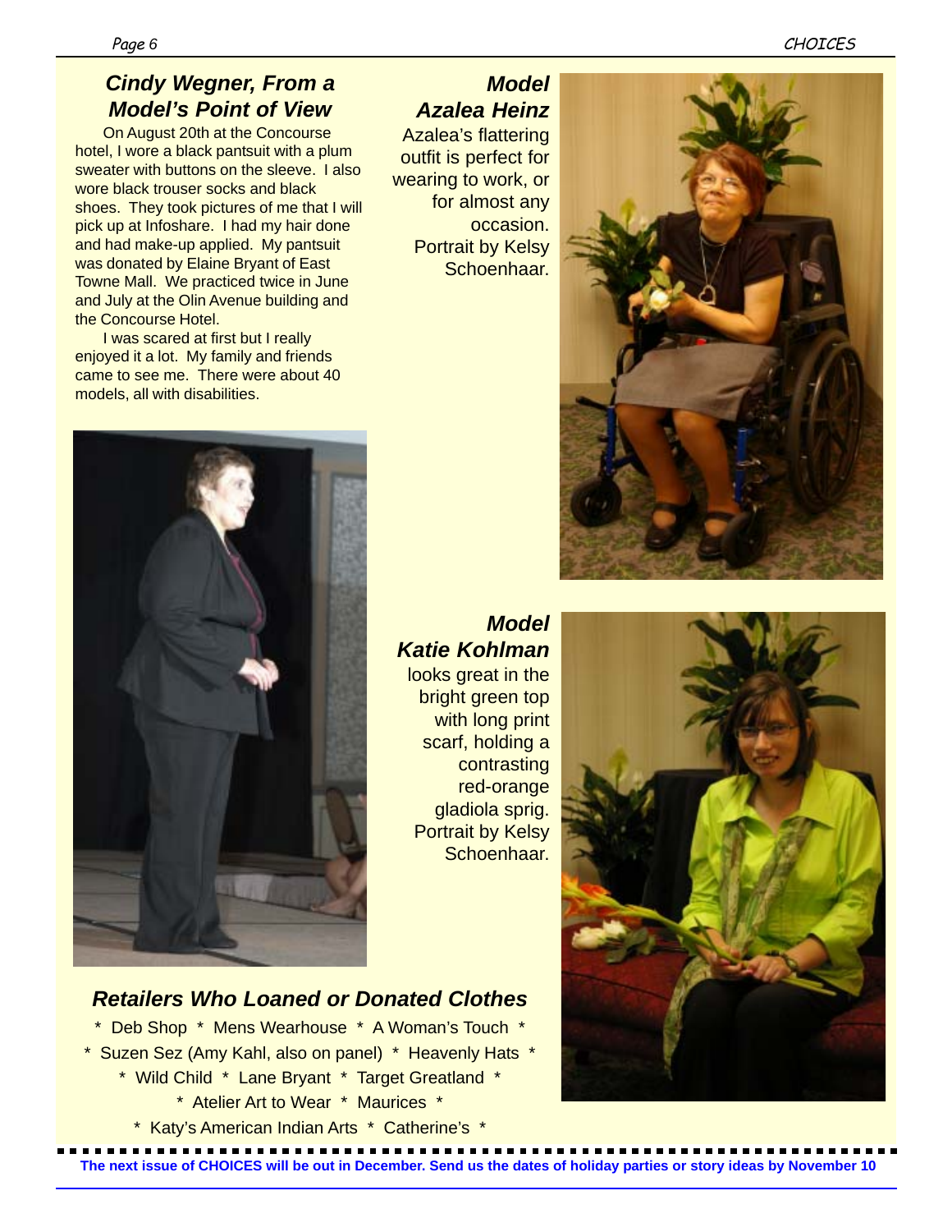## Cindy Wegner, From a Model's Point of View

On August 20th at the Concourse hotel, I wore a black pantsuit with a plum sweater with buttons on the sleeve. I also wore black trouser socks and black shoes. They took pictures of me that I will pick up at Infoshare. I had my hair done and had make-up applied. My pantsuit was donated by Elaine Bryant of East Towne Mall. We practiced twice in June and July at the Olin Avenue building and the Concourse Hotel.

I was scared at first but I really enjoyed it a lot. My family and friends came to see me. There were about 40 models, all with disabilities.

## Model Azalea Heinz

Azalea's flattering outfit is perfect for wearing to work, or for almost any occasion. Portrait by Kelsy Schoenhaar.

## Model Katie Kohlman

looks great in the bright green top with long print scarf, holding a contrasting red-orange gladiola sprig. Portrait by Kelsy Schoenhaar.

## Retailers Who Loaned or Donated Clothes

* Deb Shop * Mens Wearhouse * A Woman's Touch *
* Suzen Sez (Amy Kahl, also on panel) * Heavenly Hats *
* Wild Child * Lane Bryant * Target Greatland *
* Atelier Art to Wear * Maurices *
* Katy's American Indian Arts * Catherine's *

**The next issue of CHOICES will be out in December. Send us the dates of holiday parties or story ideas by November 10**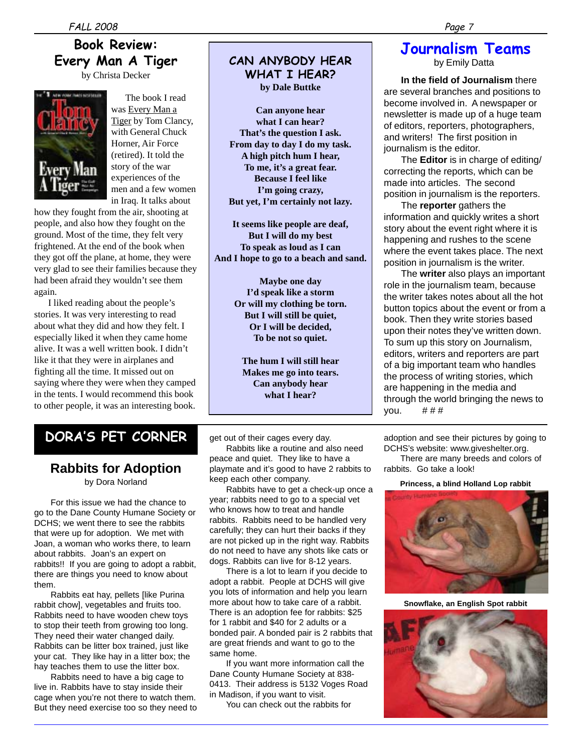## Book Review: Every Man A Tiger

by Christa Decker

The book I read was Every Man a Tiger by Tom Clancy, with General Chuck Horner, Air Force (retired). It told the story of the war experiences of the men and a few women in Iraq. It talks about how they fought from the air, shooting at people, and also how they fought on the ground. Most of the time, they felt very frightened. At the end of the book when they got off the plane, at home, they were very glad to see their families because they had been afraid they wouldn't see them again.

I liked reading about the people's stories. It was very interesting to read about what they did and how they felt. I especially liked it when they came home alive. It was a well written book. I didn't like it that they were in airplanes and fighting all the time. It missed out on saying where they were when they camped in the tents. I would recommend this book to other people, it was an interesting book.

## CAN ANYBODY HEAR WHAT I HEAR?

**by Dale Buttke**

**Can anyone hear**
**what I can hear?**
**That's the question I ask.**
**From day to day I do my task.**
**A high pitch hum I hear,**
**To me, it's a great fear.**
**Because I feel like**
**I'm going crazy,**
**But yet, I'm certainly not lazy.**

**It seems like people are deaf,**
**But I will do my best**
**To speak as loud as I can**
**And I hope to go to a beach and sand.**

**Maybe one day**
**I'd speak like a storm**
**Or will my clothing be torn.**
**But I will still be quiet,**
**Or I will be decided,**
**To be not so quiet.**

**The hum I will still hear**
**Makes me go into tears.**
**Can anybody hear**
**what I hear?**

## Journalism Teams

by Emily Datta

**In the field of Journalism** there are several branches and positions to become involved in. A newspaper or newsletter is made up of a huge team of editors, reporters, photographers, and writers! The first position in journalism is the editor.

The **Editor** is in charge of editing/ correcting the reports, which can be made into articles. The second position in journalism is the reporters.

The **reporter** gathers the information and quickly writes a short story about the event right where it is happening and rushes to the scene where the event takes place. The next position in journalism is the writer.

The **writer** also plays an important role in the journalism team, because the writer takes notes about all the hot button topics about the event or from a book. Then they write stories based upon their notes they've written down. To sum up this story on Journalism, editors, writers and reporters are part of a big important team who handles the process of writing stories, which are happening in the media and through the world bringing the news to you. # # #

## DORA'S PET CORNER

### Rabbits for Adoption

by Dora Norland

For this issue we had the chance to go to the Dane County Humane Society or DCHS; we went there to see the rabbits that were up for adoption. We met with Joan, a woman who works there, to learn about rabbits. Joan's an expert on rabbits!! If you are going to adopt a rabbit, there are things you need to know about them.

Rabbits eat hay, pellets [like Purina rabbit chow], vegetables and fruits too. Rabbits need to have wooden chew toys to stop their teeth from growing too long. They need their water changed daily. Rabbits can be litter box trained, just like your cat. They like hay in a litter box; the hay teaches them to use the litter box.

Rabbits need to have a big cage to live in. Rabbits have to stay inside their cage when you're not there to watch them. But they need exercise too so they need to get out of their cages every day.

Rabbits like a routine and also need peace and quiet. They like to have a playmate and it's good to have 2 rabbits to keep each other company.

Rabbits have to get a check-up once a year; rabbits need to go to a special vet who knows how to treat and handle rabbits. Rabbits need to be handled very carefully; they can hurt their backs if they are not picked up in the right way. Rabbits do not need to have any shots like cats or dogs. Rabbits can live for 8-12 years.

There is a lot to learn if you decide to adopt a rabbit. People at DCHS will give you lots of information and help you learn more about how to take care of a rabbit. There is an adoption fee for rabbits: $25 for 1 rabbit and $40 for 2 adults or a bonded pair. A bonded pair is 2 rabbits that are great friends and want to go to the same home.

If you want more information call the Dane County Humane Society at 838-0413. Their address is 5132 Voges Road in Madison, if you want to visit.

You can check out the rabbits for adoption and see their pictures by going to DCHS's website: www.giveshelter.org.

There are many breeds and colors of rabbits. Go take a look!

**Princess, a blind Holland Lop rabbit**

**Snowflake, an English Spot rabbit**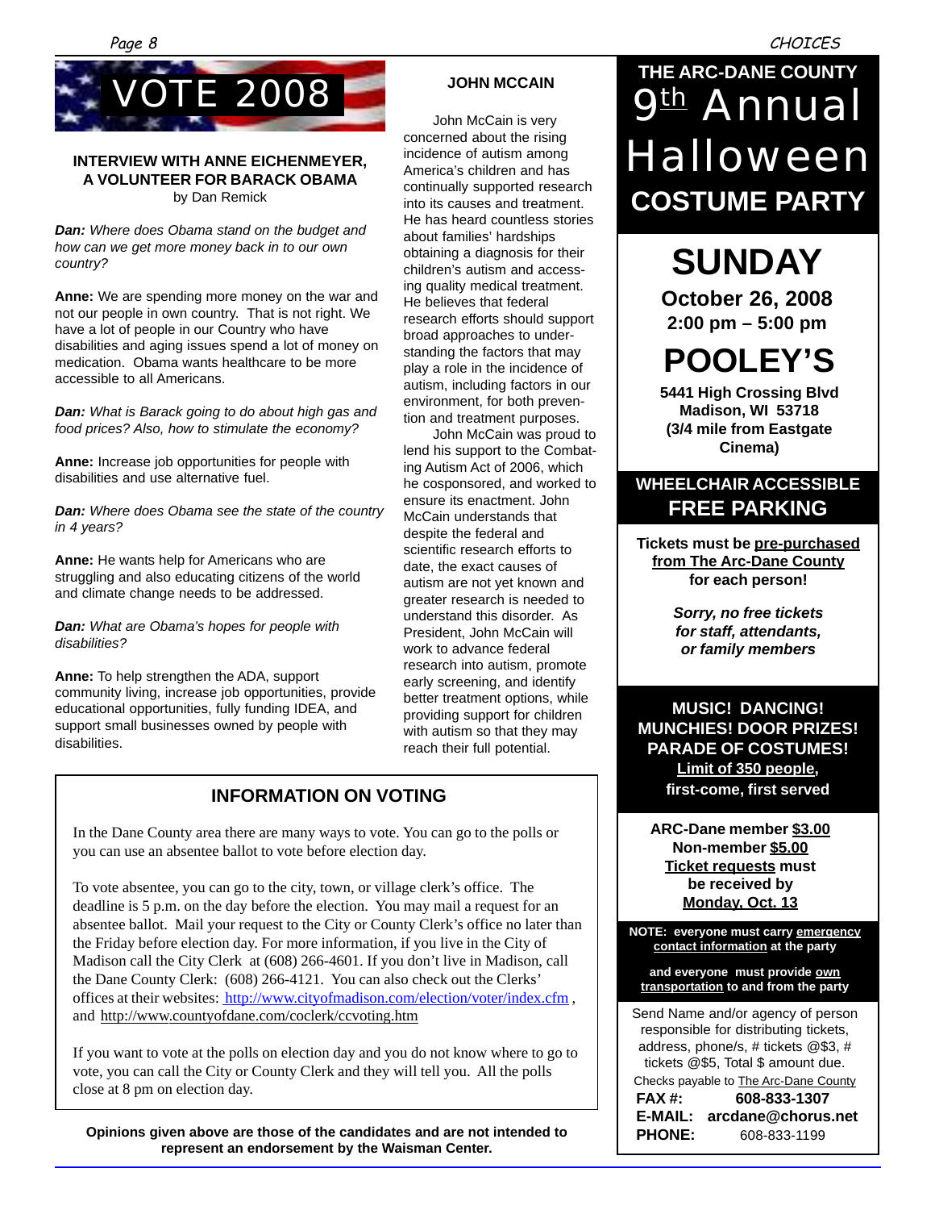# VOTE 2008

## INTERVIEW WITH ANNE EICHENMEYER, A VOLUNTEER FOR BARACK OBAMA

by Dan Remick

***Dan:*** *Where does Obama stand on the budget and how can we get more money back in to our own country?*

**Anne:** We are spending more money on the war and not our people in own country. That is not right. We have a lot of people in our Country who have disabilities and aging issues spend a lot of money on medication. Obama wants healthcare to be more accessible to all Americans.

***Dan:*** *What is Barack going to do about high gas and food prices? Also, how to stimulate the economy?*

**Anne:** Increase job opportunities for people with disabilities and use alternative fuel.

***Dan:*** *Where does Obama see the state of the country in 4 years?*

**Anne:** He wants help for Americans who are struggling and also educating citizens of the world and climate change needs to be addressed.

***Dan:*** *What are Obama's hopes for people with disabilities?*

**Anne:** To help strengthen the ADA, support community living, increase job opportunities, provide educational opportunities, fully funding IDEA, and support small businesses owned by people with disabilities.

## JOHN MCCAIN

John McCain is very concerned about the rising incidence of autism among America's children and has continually supported research into its causes and treatment. He has heard countless stories about families' hardships obtaining a diagnosis for their children's autism and accessing quality medical treatment. He believes that federal research efforts should support broad approaches to understanding the factors that may play a role in the incidence of autism, including factors in our environment, for both prevention and treatment purposes.

John McCain was proud to lend his support to the Combating Autism Act of 2006, which he cosponsored, and worked to ensure its enactment. John McCain understands that despite the federal and scientific research efforts to date, the exact causes of autism are not yet known and greater research is needed to understand this disorder. As President, John McCain will work to advance federal research into autism, promote early screening, and identify better treatment options, while providing support for children with autism so that they may reach their full potential.

## INFORMATION ON VOTING

In the Dane County area there are many ways to vote. You can go to the polls or you can use an absentee ballot to vote before election day.

To vote absentee, you can go to the city, town, or village clerk's office. The deadline is 5 p.m. on the day before the election. You may mail a request for an absentee ballot. Mail your request to the City or County Clerk's office no later than the Friday before election day. For more information, if you live in the City of Madison call the City Clerk at (608) 266-4601. If you don't live in Madison, call the Dane County Clerk: (608) 266-4121. You can also check out the Clerks' offices at their websites: http://www.cityofmadison.com/election/voter/index.cfm , and http://www.countyofdane.com/coclerk/ccvoting.htm

If you want to vote at the polls on election day and you do not know where to go to vote, you can call the City or County Clerk and they will tell you. All the polls close at 8 pm on election day.

**Opinions given above are those of the candidates and are not intended to represent an endorsement by the Waisman Center.**

# THE ARC-DANE COUNTY 9th Annual Halloween COSTUME PARTY

## SUNDAY

**October 26, 2008**
**2:00 pm – 5:00 pm**

## POOLEY'S

**5441 High Crossing Blvd**
**Madison, WI 53718**
**(3/4 mile from Eastgate Cinema)**

**WHEELCHAIR ACCESSIBLE**
**FREE PARKING**

**Tickets must be pre-purchased from The Arc-Dane County for each person!**

***Sorry, no free tickets for staff, attendants, or family members***

**MUSIC! DANCING! MUNCHIES! DOOR PRIZES! PARADE OF COSTUMES!**
**Limit of 350 people, first-come, first served**

**ARC-Dane member $3.00**
**Non-member $5.00**
**Ticket requests must be received by Monday, Oct. 13**

**NOTE: everyone must carry emergency contact information at the party**

**and everyone must provide own transportation to and from the party**

Send Name and/or agency of person responsible for distributing tickets, address, phone/s, # tickets @$3, # tickets @$5, Total $ amount due.

Checks payable to The Arc-Dane County

**FAX #:** 608-833-1307
**E-MAIL:** arcdane@chorus.net
**PHONE:** 608-833-1199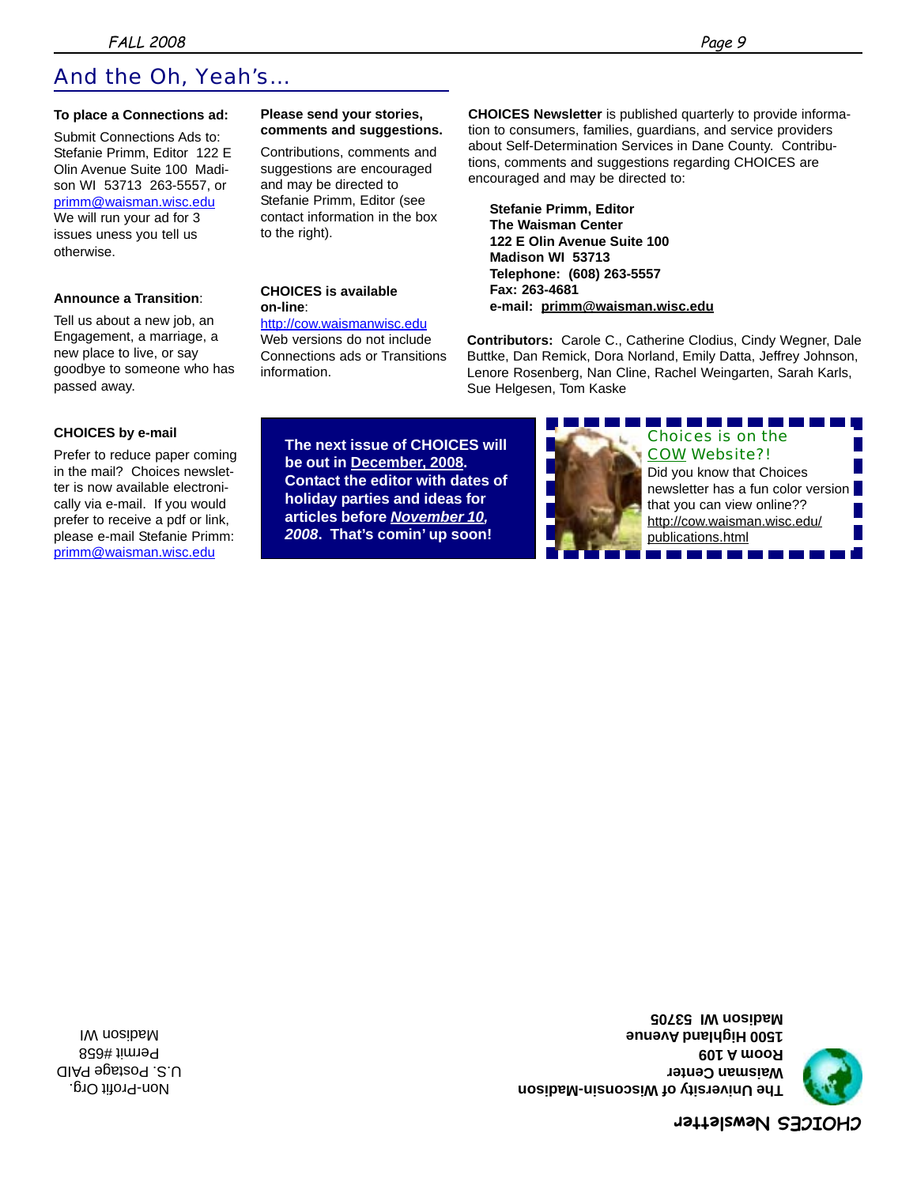## And the Oh, Yeah's…

**To place a Connections ad:**

Submit Connections Ads to: Stefanie Primm, Editor 122 E Olin Avenue Suite 100 Madison WI 53713 263-5557, or primm@waisman.wisc.edu We will run your ad for 3 issues uness you tell us otherwise.

**Announce a Transition**:

Tell us about a new job, an Engagement, a marriage, a new place to live, or say goodbye to someone who has passed away.

**CHOICES by e-mail**

Prefer to reduce paper coming in the mail? Choices newsletter is now available electronically via e-mail. If you would prefer to receive a pdf or link, please e-mail Stefanie Primm: primm@waisman.wisc.edu

**Please send your stories, comments and suggestions.**

Contributions, comments and suggestions are encouraged and may be directed to Stefanie Primm, Editor (see contact information in the box to the right).

**CHOICES is available on-line**:

http://cow.waismanwisc.edu

Web versions do not include Connections ads or Transitions information.

**CHOICES Newsletter** is published quarterly to provide information to consumers, families, guardians, and service providers about Self-Determination Services in Dane County. Contributions, comments and suggestions regarding CHOICES are encouraged and may be directed to:

**Stefanie Primm, Editor**
**The Waisman Center**
**122 E Olin Avenue Suite 100**
**Madison WI 53713**
**Telephone: (608) 263-5557**
**Fax: 263-4681**
**e-mail: primm@waisman.wisc.edu**

**Contributors:** Carole C., Catherine Clodius, Cindy Wegner, Dale Buttke, Dan Remick, Dora Norland, Emily Datta, Jeffrey Johnson, Lenore Rosenberg, Nan Cline, Rachel Weingarten, Sarah Karls, Sue Helgesen, Tom Kaske

**The next issue of CHOICES will be out in December, 2008. Contact the editor with dates of holiday parties and ideas for articles before *November 10, 2008*. That's comin' up soon!**

Choices is on the COW Website?!

Did you know that Choices newsletter has a fun color version that you can view online?? http://cow.waisman.wisc.edu/publications.html

**CHOICES Newsletter**

**The University of Wisconsin-Madison**
**Waisman Center**
**Room A 109**
**1500 Highland Avenue**
**Madison WI 53705**

Non-Profit Org.
U.S. Postage PAID
Permit #658
Madison WI